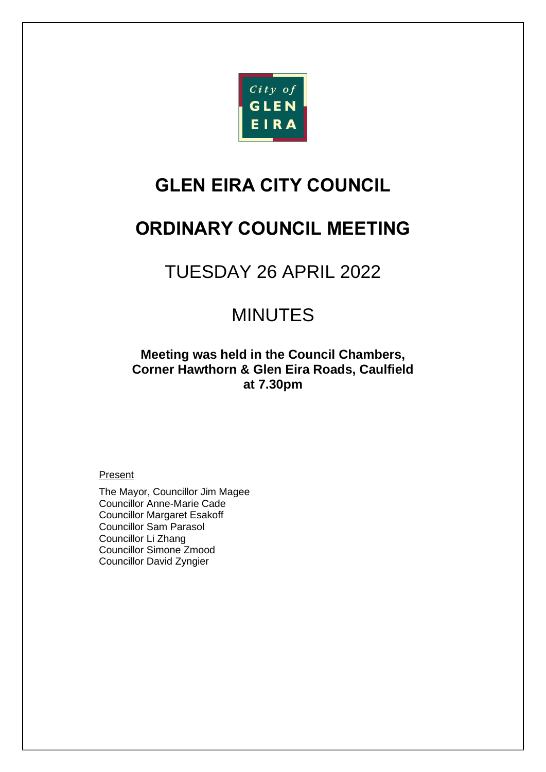City of GLEN EIRA

# GLEN EIRA CITY COUNCIL

# ORDINARY COUNCIL MEETING

## TUESDAY 26 APRIL 2022

## MINUTES

**Meeting was held in the Council Chambers, Corner Hawthorn & Glen Eira Roads, Caulfield at 7.30pm**

<u>Present</u>

The Mayor, Councillor Jim Magee
Councillor Anne-Marie Cade
Councillor Margaret Esakoff
Councillor Sam Parasol
Councillor Li Zhang
Councillor Simone Zmood
Councillor David Zyngier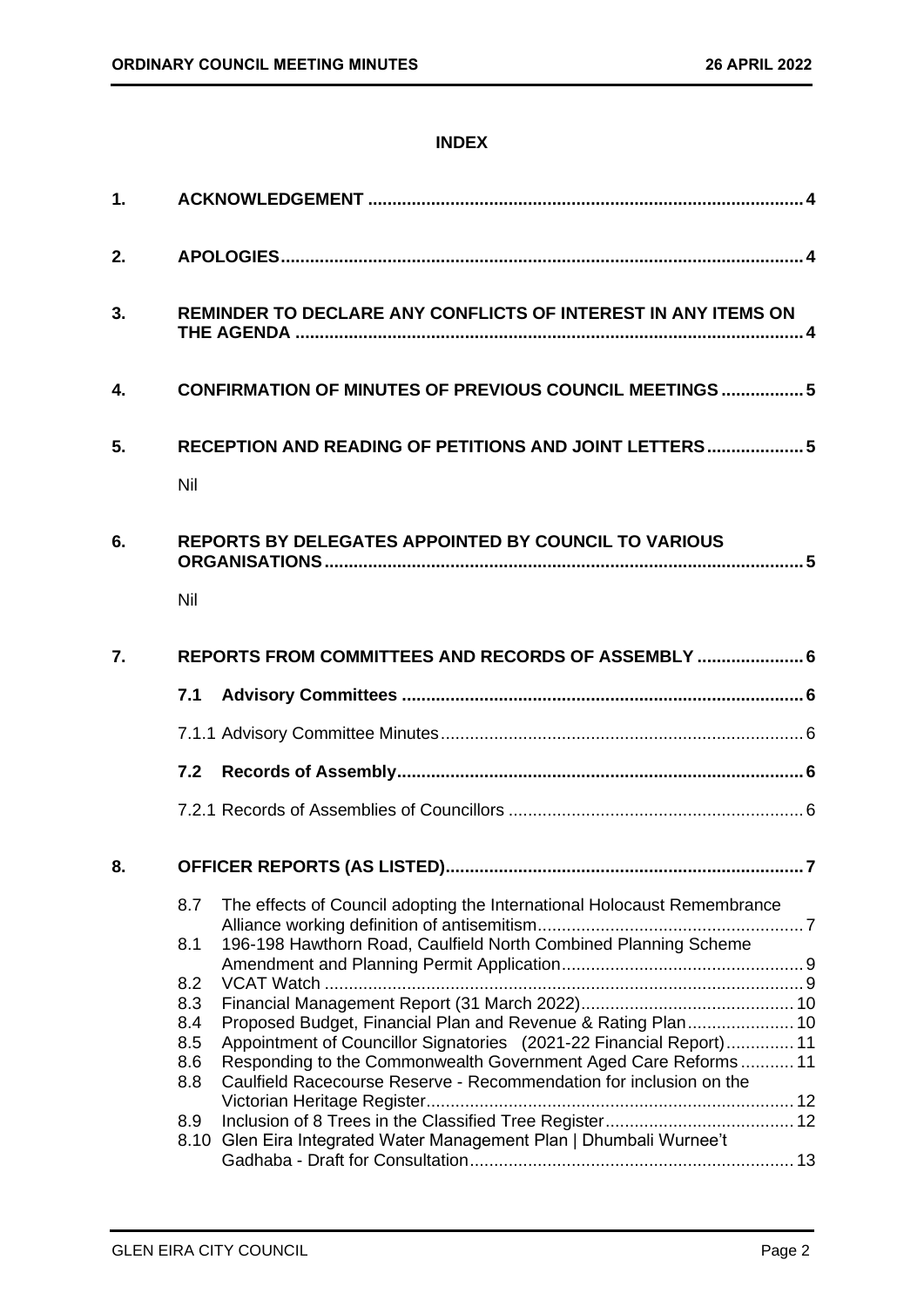# INDEX

| | | |
|---|---|---|
| **1.** | **ACKNOWLEDGEMENT** | **4** |
| **2.** | **APOLOGIES** | **4** |
| **3.** | **REMINDER TO DECLARE ANY CONFLICTS OF INTEREST IN ANY ITEMS ON THE AGENDA** | **4** |
| **4.** | **CONFIRMATION OF MINUTES OF PREVIOUS COUNCIL MEETINGS** | **5** |
| **5.** | **RECEPTION AND READING OF PETITIONS AND JOINT LETTERS** | **5** |
| | Nil | |
| **6.** | **REPORTS BY DELEGATES APPOINTED BY COUNCIL TO VARIOUS ORGANISATIONS** | **5** |
| | Nil | |
| **7.** | **REPORTS FROM COMMITTEES AND RECORDS OF ASSEMBLY** | **6** |
| | **7.1 Advisory Committees** | **6** |
| | 7.1.1 Advisory Committee Minutes | 6 |
| | **7.2 Records of Assembly** | **6** |
| | 7.2.1 Records of Assemblies of Councillors | 6 |
| **8.** | **OFFICER REPORTS (AS LISTED)** | **7** |
| | 8.7 The effects of Council adopting the International Holocaust Remembrance Alliance working definition of antisemitism | 7 |
| | 8.1 196-198 Hawthorn Road, Caulfield North Combined Planning Scheme Amendment and Planning Permit Application | 9 |
| | 8.2 VCAT Watch | 9 |
| | 8.3 Financial Management Report (31 March 2022) | 10 |
| | 8.4 Proposed Budget, Financial Plan and Revenue & Rating Plan | 10 |
| | 8.5 Appointment of Councillor Signatories (2021-22 Financial Report) | 11 |
| | 8.6 Responding to the Commonwealth Government Aged Care Reforms | 11 |
| | 8.8 Caulfield Racecourse Reserve - Recommendation for inclusion on the Victorian Heritage Register | 12 |
| | 8.9 Inclusion of 8 Trees in the Classified Tree Register | 12 |
| | 8.10 Glen Eira Integrated Water Management Plan \| Dhumbali Wurnee't Gadhaba - Draft for Consultation | 13 |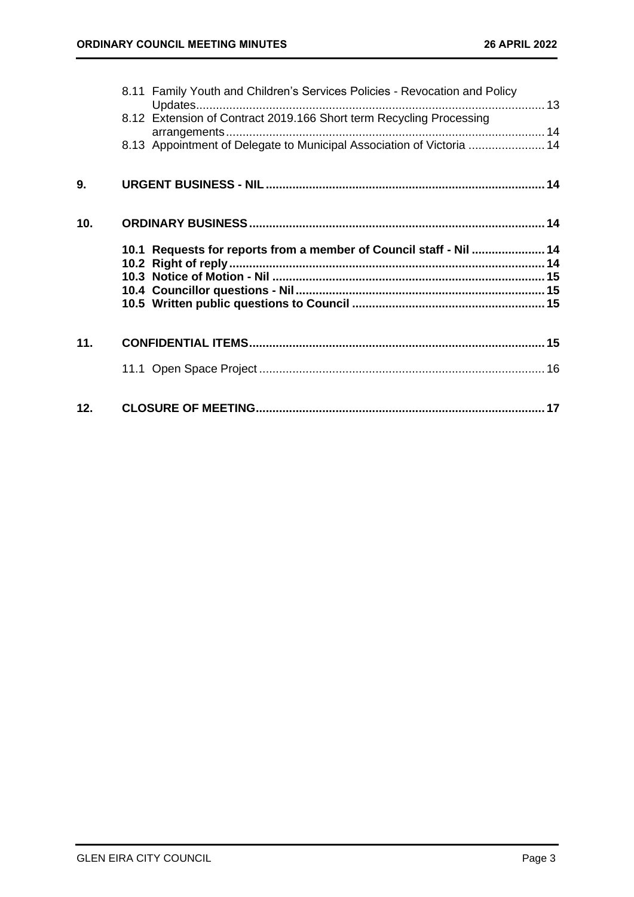8.11 Family Youth and Children's Services Policies - Revocation and Policy Updates ........ 13
8.12 Extension of Contract 2019.166 Short term Recycling Processing arrangements ........ 14
8.13 Appointment of Delegate to Municipal Association of Victoria ........ 14

**9. URGENT BUSINESS - NIL ........ 14**

**10. ORDINARY BUSINESS ........ 14**

**10.1 Requests for reports from a member of Council staff - Nil ........ 14**
**10.2 Right of reply ........ 14**
**10.3 Notice of Motion - Nil ........ 15**
**10.4 Councillor questions - Nil ........ 15**
**10.5 Written public questions to Council ........ 15**

**11. CONFIDENTIAL ITEMS ........ 15**

11.1 Open Space Project ........ 16

**12. CLOSURE OF MEETING ........ 17**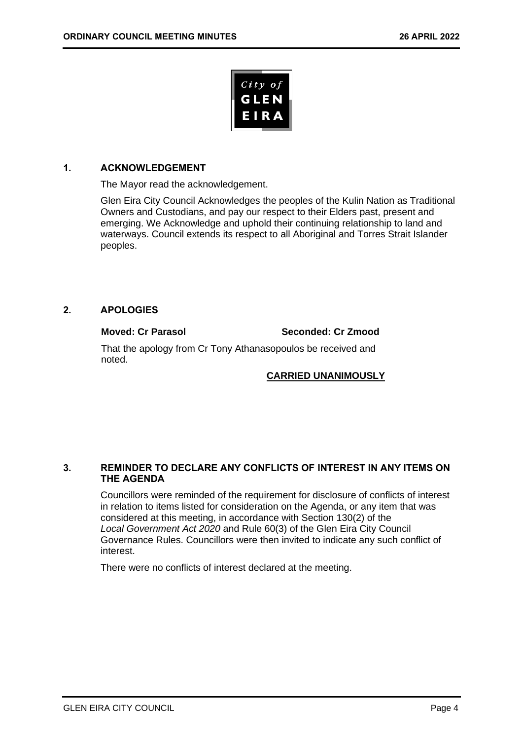## 1. ACKNOWLEDGEMENT

The Mayor read the acknowledgement.

Glen Eira City Council Acknowledges the peoples of the Kulin Nation as Traditional Owners and Custodians, and pay our respect to their Elders past, present and emerging. We Acknowledge and uphold their continuing relationship to land and waterways. Council extends its respect to all Aboriginal and Torres Strait Islander peoples.

## 2. APOLOGIES

**Moved: Cr Parasol** **Seconded: Cr Zmood**

That the apology from Cr Tony Athanasopoulos be received and noted.

**CARRIED UNANIMOUSLY**

## 3. REMINDER TO DECLARE ANY CONFLICTS OF INTEREST IN ANY ITEMS ON THE AGENDA

Councillors were reminded of the requirement for disclosure of conflicts of interest in relation to items listed for consideration on the Agenda, or any item that was considered at this meeting, in accordance with Section 130(2) of the *Local Government Act 2020* and Rule 60(3) of the Glen Eira City Council Governance Rules. Councillors were then invited to indicate any such conflict of interest.

There were no conflicts of interest declared at the meeting.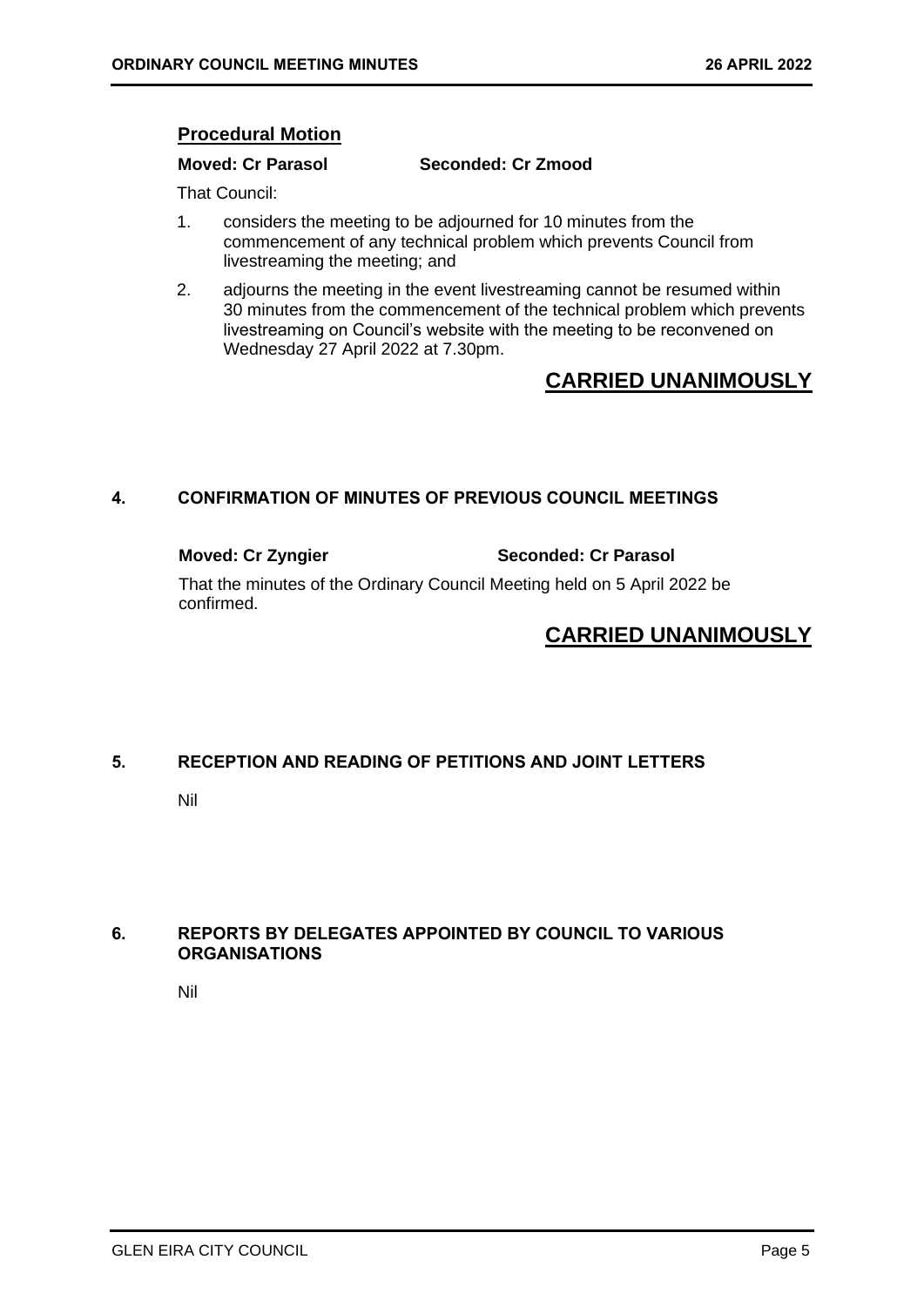## Procedural Motion

**Moved: Cr Parasol** **Seconded: Cr Zmood**

That Council:

1. considers the meeting to be adjourned for 10 minutes from the commencement of any technical problem which prevents Council from livestreaming the meeting; and
2. adjourns the meeting in the event livestreaming cannot be resumed within 30 minutes from the commencement of the technical problem which prevents livestreaming on Council's website with the meeting to be reconvened on Wednesday 27 April 2022 at 7.30pm.

**CARRIED UNANIMOUSLY**

## 4. CONFIRMATION OF MINUTES OF PREVIOUS COUNCIL MEETINGS

**Moved: Cr Zyngier** **Seconded: Cr Parasol**

That the minutes of the Ordinary Council Meeting held on 5 April 2022 be confirmed.

**CARRIED UNANIMOUSLY**

## 5. RECEPTION AND READING OF PETITIONS AND JOINT LETTERS

Nil

## 6. REPORTS BY DELEGATES APPOINTED BY COUNCIL TO VARIOUS ORGANISATIONS

Nil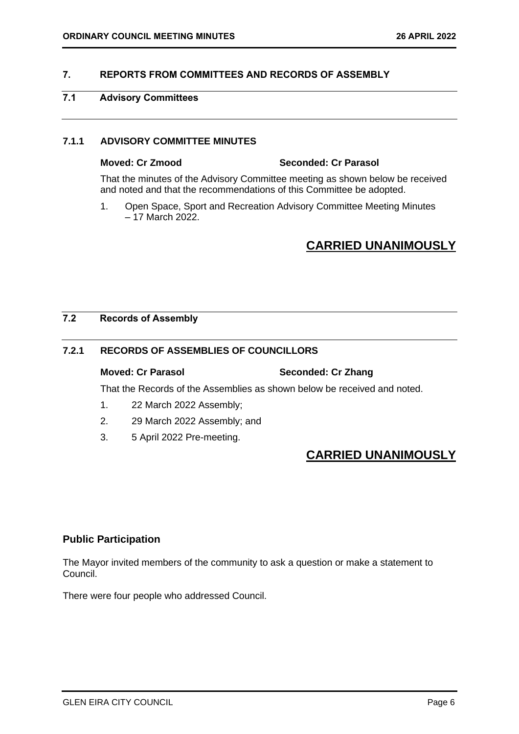## 7. REPORTS FROM COMMITTEES AND RECORDS OF ASSEMBLY

### 7.1 Advisory Committees

#### 7.1.1 ADVISORY COMMITTEE MINUTES

**Moved: Cr Zmood** **Seconded: Cr Parasol**

That the minutes of the Advisory Committee meeting as shown below be received and noted and that the recommendations of this Committee be adopted.

1. Open Space, Sport and Recreation Advisory Committee Meeting Minutes – 17 March 2022.

**CARRIED UNANIMOUSLY**

### 7.2 Records of Assembly

#### 7.2.1 RECORDS OF ASSEMBLIES OF COUNCILLORS

**Moved: Cr Parasol** **Seconded: Cr Zhang**

That the Records of the Assemblies as shown below be received and noted.

1. 22 March 2022 Assembly;
2. 29 March 2022 Assembly; and
3. 5 April 2022 Pre-meeting.

**CARRIED UNANIMOUSLY**

## Public Participation

The Mayor invited members of the community to ask a question or make a statement to Council.

There were four people who addressed Council.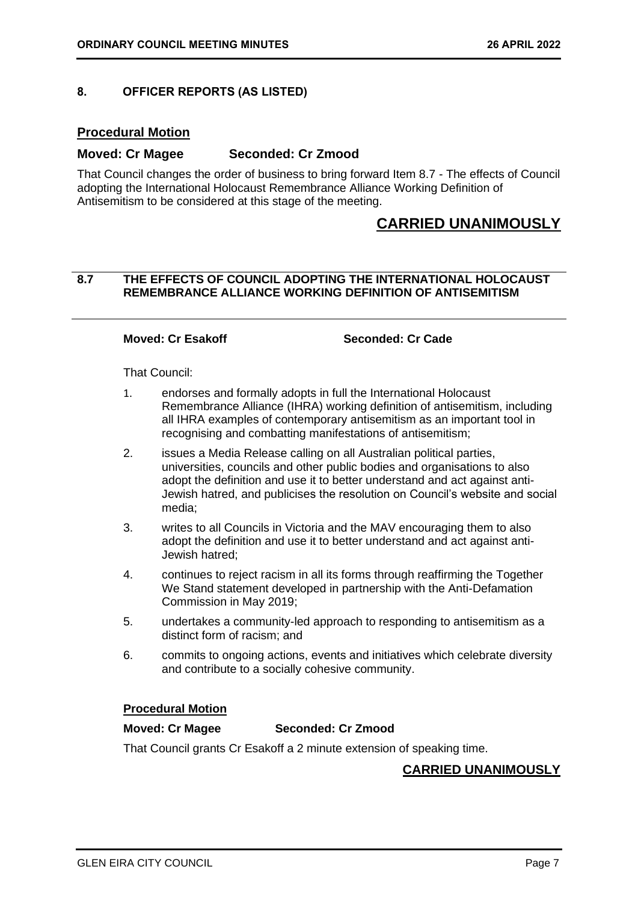## 8. OFFICER REPORTS (AS LISTED)

**Procedural Motion**

**Moved: Cr Magee Seconded: Cr Zmood**

That Council changes the order of business to bring forward Item 8.7 - The effects of Council adopting the International Holocaust Remembrance Alliance Working Definition of Antisemitism to be considered at this stage of the meeting.

**CARRIED UNANIMOUSLY**

### 8.7 THE EFFECTS OF COUNCIL ADOPTING THE INTERNATIONAL HOLOCAUST REMEMBRANCE ALLIANCE WORKING DEFINITION OF ANTISEMITISM

**Moved: Cr Esakoff Seconded: Cr Cade**

That Council:

1. endorses and formally adopts in full the International Holocaust Remembrance Alliance (IHRA) working definition of antisemitism, including all IHRA examples of contemporary antisemitism as an important tool in recognising and combatting manifestations of antisemitism;
2. issues a Media Release calling on all Australian political parties, universities, councils and other public bodies and organisations to also adopt the definition and use it to better understand and act against anti-Jewish hatred, and publicises the resolution on Council's website and social media;
3. writes to all Councils in Victoria and the MAV encouraging them to also adopt the definition and use it to better understand and act against anti-Jewish hatred;
4. continues to reject racism in all its forms through reaffirming the Together We Stand statement developed in partnership with the Anti-Defamation Commission in May 2019;
5. undertakes a community-led approach to responding to antisemitism as a distinct form of racism; and
6. commits to ongoing actions, events and initiatives which celebrate diversity and contribute to a socially cohesive community.

**Procedural Motion**

**Moved: Cr Magee Seconded: Cr Zmood**

That Council grants Cr Esakoff a 2 minute extension of speaking time.

**CARRIED UNANIMOUSLY**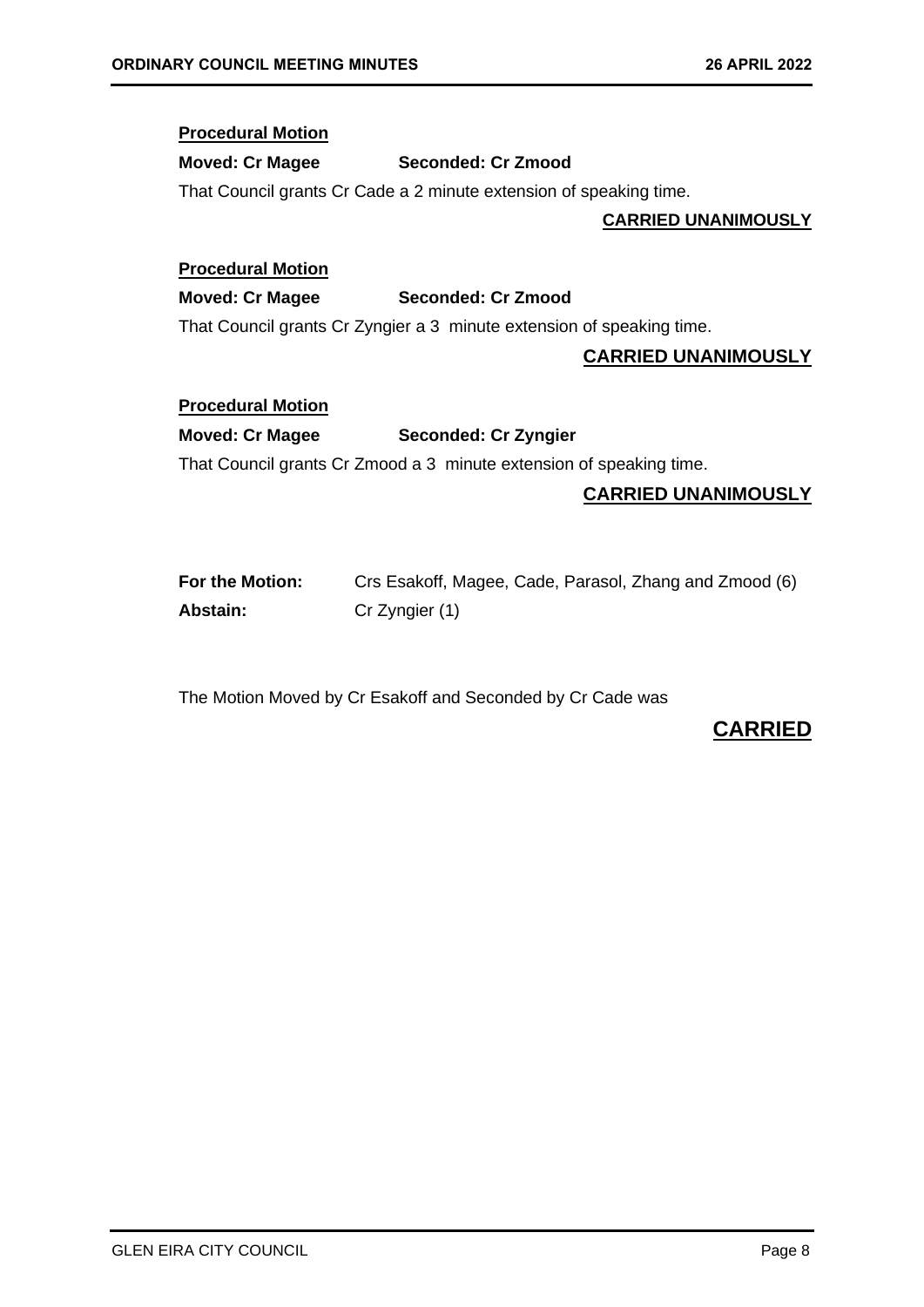**Procedural Motion**

**Moved: Cr Magee** **Seconded: Cr Zmood**

That Council grants Cr Cade a 2 minute extension of speaking time.

**CARRIED UNANIMOUSLY**

**Procedural Motion**

**Moved: Cr Magee** **Seconded: Cr Zmood**

That Council grants Cr Zyngier a 3 minute extension of speaking time.

**CARRIED UNANIMOUSLY**

**Procedural Motion**

**Moved: Cr Magee** **Seconded: Cr Zyngier**

That Council grants Cr Zmood a 3 minute extension of speaking time.

**CARRIED UNANIMOUSLY**

**For the Motion:** Crs Esakoff, Magee, Cade, Parasol, Zhang and Zmood (6)
**Abstain:** Cr Zyngier (1)

The Motion Moved by Cr Esakoff and Seconded by Cr Cade was

**CARRIED**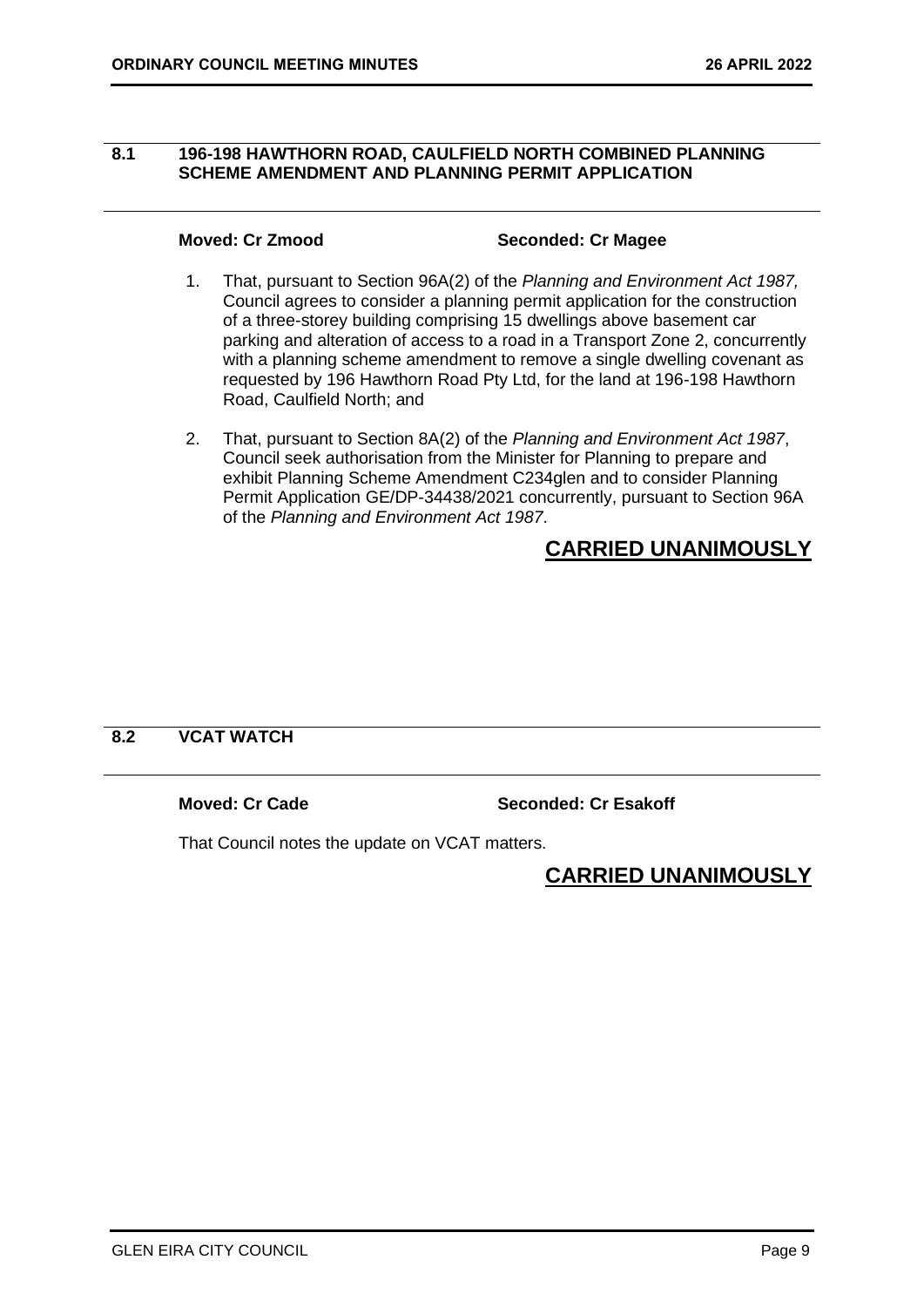## 8.1 196-198 HAWTHORN ROAD, CAULFIELD NORTH COMBINED PLANNING SCHEME AMENDMENT AND PLANNING PERMIT APPLICATION

**Moved: Cr Zmood** **Seconded: Cr Magee**

1. That, pursuant to Section 96A(2) of the *Planning and Environment Act 1987,* Council agrees to consider a planning permit application for the construction of a three-storey building comprising 15 dwellings above basement car parking and alteration of access to a road in a Transport Zone 2, concurrently with a planning scheme amendment to remove a single dwelling covenant as requested by 196 Hawthorn Road Pty Ltd, for the land at 196-198 Hawthorn Road, Caulfield North; and

2. That, pursuant to Section 8A(2) of the *Planning and Environment Act 1987*, Council seek authorisation from the Minister for Planning to prepare and exhibit Planning Scheme Amendment C234glen and to consider Planning Permit Application GE/DP-34438/2021 concurrently, pursuant to Section 96A of the *Planning and Environment Act 1987*.

**CARRIED UNANIMOUSLY**

## 8.2 VCAT WATCH

**Moved: Cr Cade** **Seconded: Cr Esakoff**

That Council notes the update on VCAT matters.

**CARRIED UNANIMOUSLY**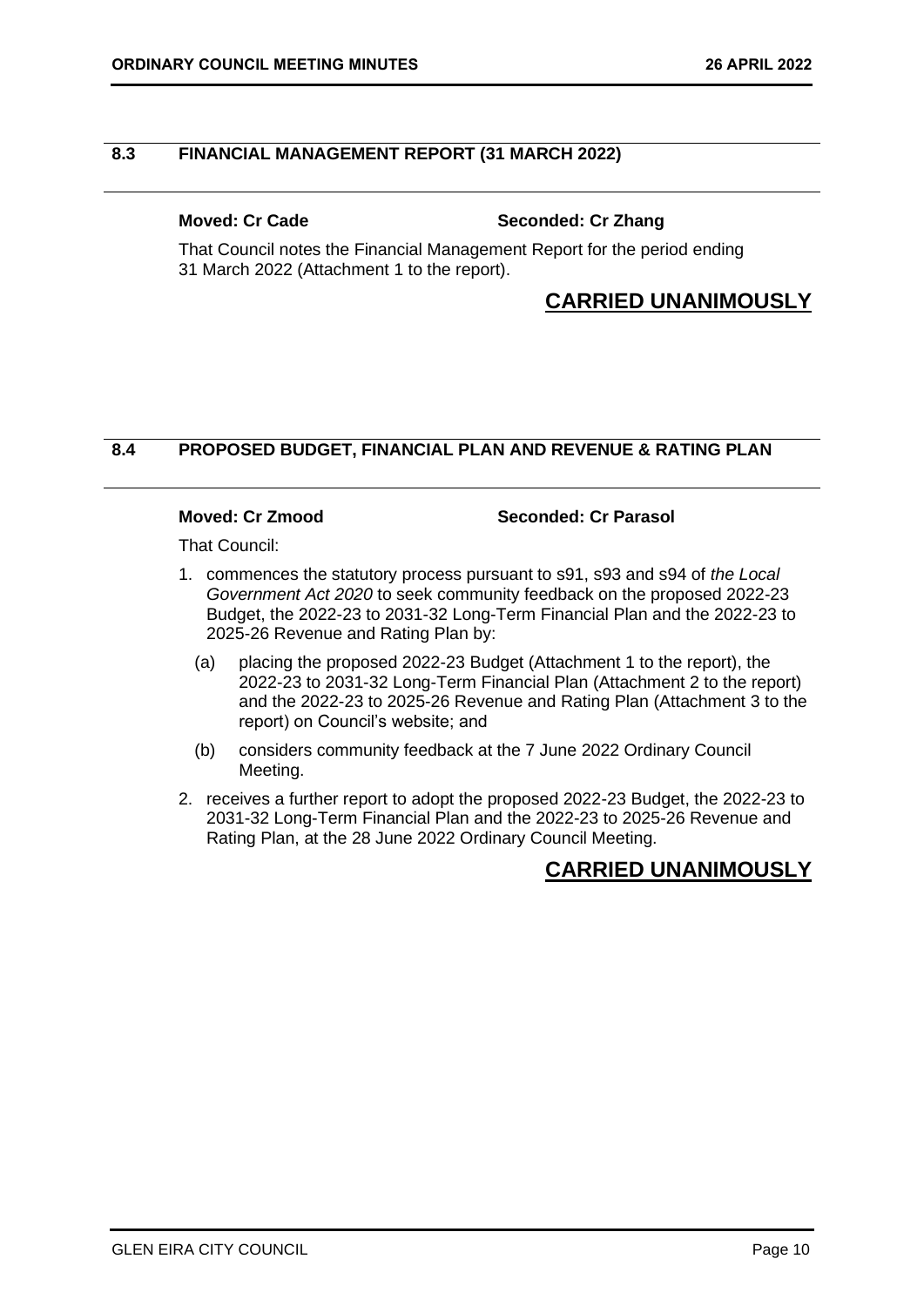## 8.3 FINANCIAL MANAGEMENT REPORT (31 MARCH 2022)

**Moved: Cr Cade** **Seconded: Cr Zhang**

That Council notes the Financial Management Report for the period ending 31 March 2022 (Attachment 1 to the report).

**CARRIED UNANIMOUSLY**

## 8.4 PROPOSED BUDGET, FINANCIAL PLAN AND REVENUE & RATING PLAN

**Moved: Cr Zmood** **Seconded: Cr Parasol**

That Council:

1. commences the statutory process pursuant to s91, s93 and s94 of *the Local Government Act 2020* to seek community feedback on the proposed 2022-23 Budget, the 2022-23 to 2031-32 Long-Term Financial Plan and the 2022-23 to 2025-26 Revenue and Rating Plan by:

   (a) placing the proposed 2022-23 Budget (Attachment 1 to the report), the 2022-23 to 2031-32 Long-Term Financial Plan (Attachment 2 to the report) and the 2022-23 to 2025-26 Revenue and Rating Plan (Attachment 3 to the report) on Council's website; and

   (b) considers community feedback at the 7 June 2022 Ordinary Council Meeting.

2. receives a further report to adopt the proposed 2022-23 Budget, the 2022-23 to 2031-32 Long-Term Financial Plan and the 2022-23 to 2025-26 Revenue and Rating Plan, at the 28 June 2022 Ordinary Council Meeting.

**CARRIED UNANIMOUSLY**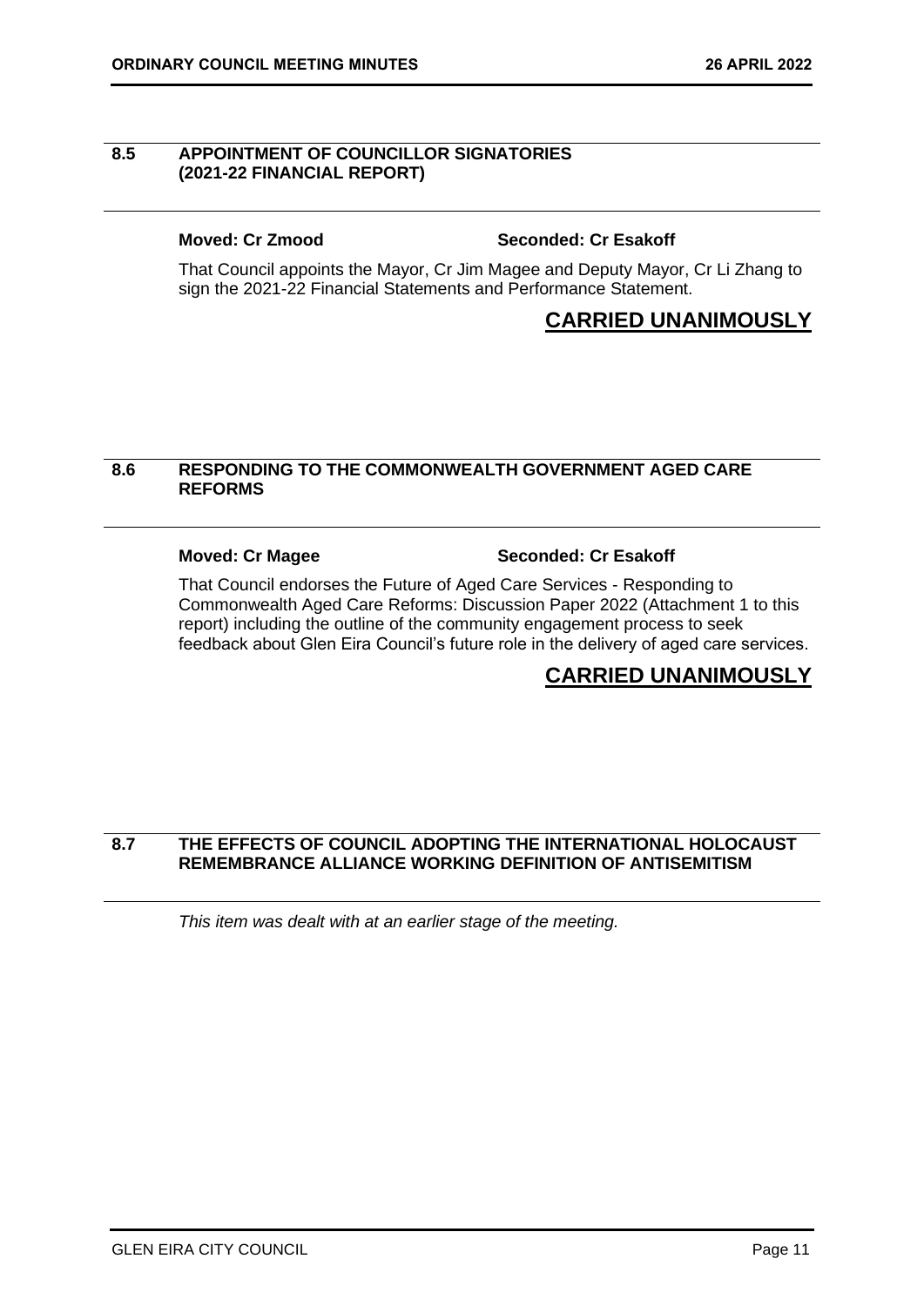## 8.5 APPOINTMENT OF COUNCILLOR SIGNATORIES (2021-22 FINANCIAL REPORT)

**Moved: Cr Zmood** **Seconded: Cr Esakoff**

That Council appoints the Mayor, Cr Jim Magee and Deputy Mayor, Cr Li Zhang to sign the 2021-22 Financial Statements and Performance Statement.

**CARRIED UNANIMOUSLY**

## 8.6 RESPONDING TO THE COMMONWEALTH GOVERNMENT AGED CARE REFORMS

**Moved: Cr Magee** **Seconded: Cr Esakoff**

That Council endorses the Future of Aged Care Services - Responding to Commonwealth Aged Care Reforms: Discussion Paper 2022 (Attachment 1 to this report) including the outline of the community engagement process to seek feedback about Glen Eira Council's future role in the delivery of aged care services.

**CARRIED UNANIMOUSLY**

## 8.7 THE EFFECTS OF COUNCIL ADOPTING THE INTERNATIONAL HOLOCAUST REMEMBRANCE ALLIANCE WORKING DEFINITION OF ANTISEMITISM

*This item was dealt with at an earlier stage of the meeting.*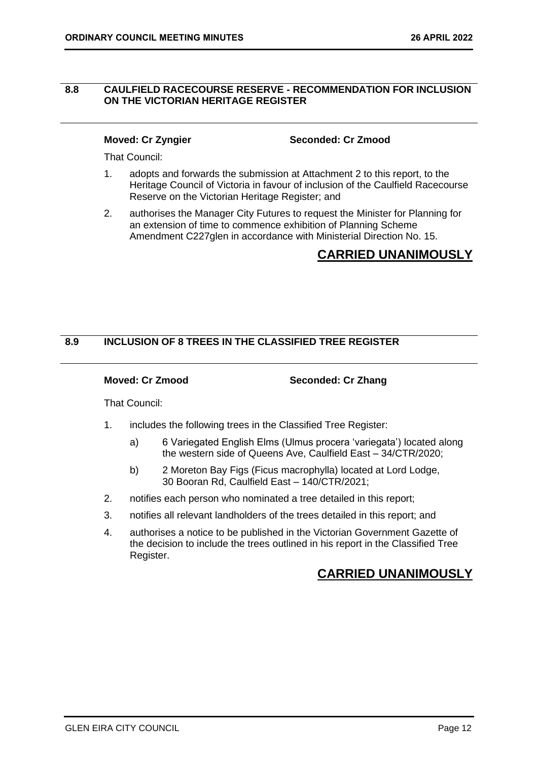## 8.8 CAULFIELD RACECOURSE RESERVE - RECOMMENDATION FOR INCLUSION ON THE VICTORIAN HERITAGE REGISTER

**Moved: Cr Zyngier** **Seconded: Cr Zmood**

That Council:

1. adopts and forwards the submission at Attachment 2 to this report, to the Heritage Council of Victoria in favour of inclusion of the Caulfield Racecourse Reserve on the Victorian Heritage Register; and
2. authorises the Manager City Futures to request the Minister for Planning for an extension of time to commence exhibition of Planning Scheme Amendment C227glen in accordance with Ministerial Direction No. 15.

**CARRIED UNANIMOUSLY**

## 8.9 INCLUSION OF 8 TREES IN THE CLASSIFIED TREE REGISTER

**Moved: Cr Zmood** **Seconded: Cr Zhang**

That Council:

1. includes the following trees in the Classified Tree Register:
   a) 6 Variegated English Elms (Ulmus procera 'variegata') located along the western side of Queens Ave, Caulfield East – 34/CTR/2020;
   b) 2 Moreton Bay Figs (Ficus macrophylla) located at Lord Lodge, 30 Booran Rd, Caulfield East – 140/CTR/2021;
2. notifies each person who nominated a tree detailed in this report;
3. notifies all relevant landholders of the trees detailed in this report; and
4. authorises a notice to be published in the Victorian Government Gazette of the decision to include the trees outlined in his report in the Classified Tree Register.

**CARRIED UNANIMOUSLY**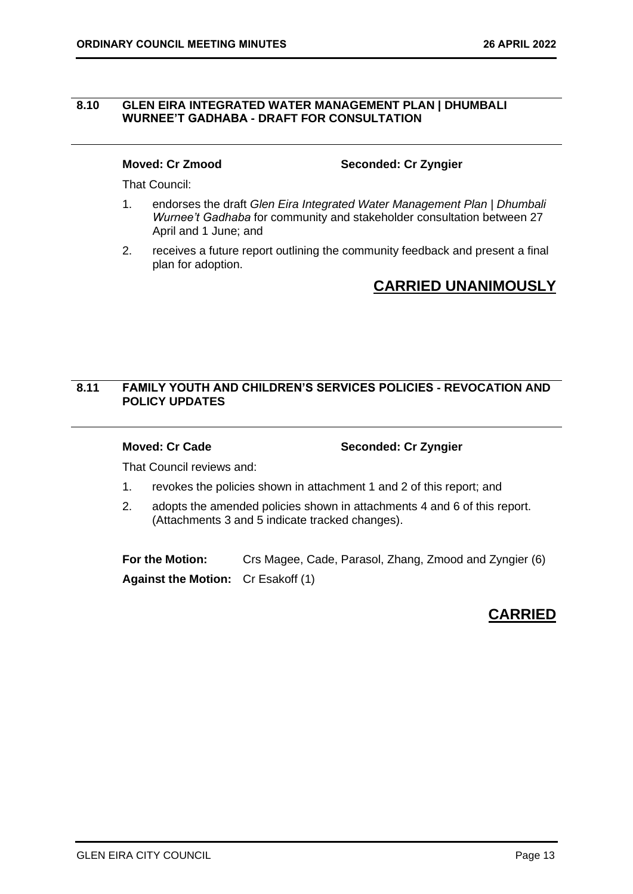## 8.10 GLEN EIRA INTEGRATED WATER MANAGEMENT PLAN | DHUMBALI WURNEE'T GADHABA - DRAFT FOR CONSULTATION

**Moved: Cr Zmood** **Seconded: Cr Zyngier**

That Council:

1. endorses the draft *Glen Eira Integrated Water Management Plan | Dhumbali Wurnee't Gadhaba* for community and stakeholder consultation between 27 April and 1 June; and
2. receives a future report outlining the community feedback and present a final plan for adoption.

**CARRIED UNANIMOUSLY**

## 8.11 FAMILY YOUTH AND CHILDREN'S SERVICES POLICIES - REVOCATION AND POLICY UPDATES

**Moved: Cr Cade** **Seconded: Cr Zyngier**

That Council reviews and:

1. revokes the policies shown in attachment 1 and 2 of this report; and
2. adopts the amended policies shown in attachments 4 and 6 of this report. (Attachments 3 and 5 indicate tracked changes).

**For the Motion:** Crs Magee, Cade, Parasol, Zhang, Zmood and Zyngier (6)

**Against the Motion:** Cr Esakoff (1)

**CARRIED**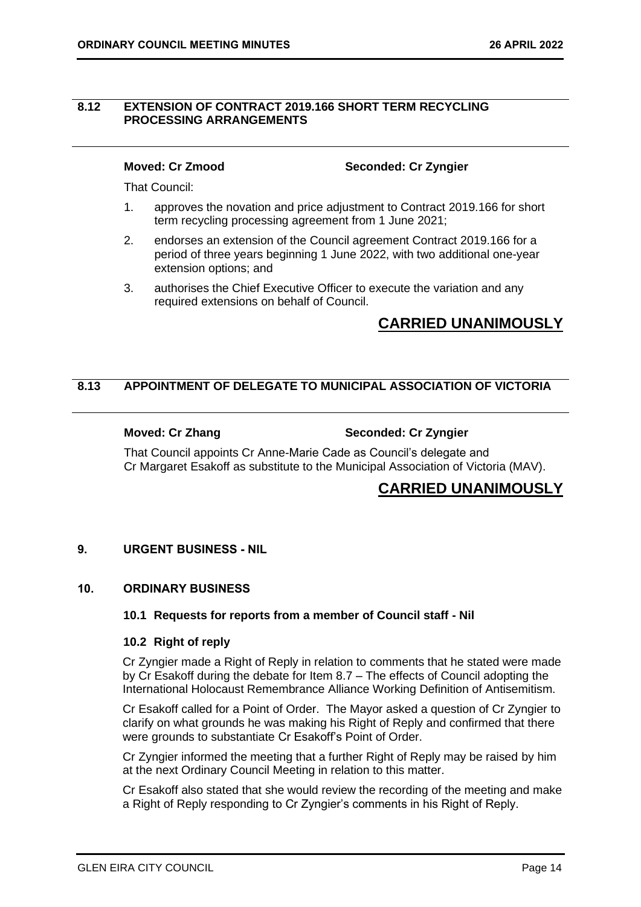## 8.12 EXTENSION OF CONTRACT 2019.166 SHORT TERM RECYCLING PROCESSING ARRANGEMENTS

**Moved: Cr Zmood** **Seconded: Cr Zyngier**

That Council:

1. approves the novation and price adjustment to Contract 2019.166 for short term recycling processing agreement from 1 June 2021;
2. endorses an extension of the Council agreement Contract 2019.166 for a period of three years beginning 1 June 2022, with two additional one-year extension options; and
3. authorises the Chief Executive Officer to execute the variation and any required extensions on behalf of Council.

**CARRIED UNANIMOUSLY**

## 8.13 APPOINTMENT OF DELEGATE TO MUNICIPAL ASSOCIATION OF VICTORIA

**Moved: Cr Zhang** **Seconded: Cr Zyngier**

That Council appoints Cr Anne-Marie Cade as Council's delegate and Cr Margaret Esakoff as substitute to the Municipal Association of Victoria (MAV).

**CARRIED UNANIMOUSLY**

## 9. URGENT BUSINESS - NIL

## 10. ORDINARY BUSINESS

### 10.1 Requests for reports from a member of Council staff - Nil

### 10.2 Right of reply

Cr Zyngier made a Right of Reply in relation to comments that he stated were made by Cr Esakoff during the debate for Item 8.7 – The effects of Council adopting the International Holocaust Remembrance Alliance Working Definition of Antisemitism.

Cr Esakoff called for a Point of Order. The Mayor asked a question of Cr Zyngier to clarify on what grounds he was making his Right of Reply and confirmed that there were grounds to substantiate Cr Esakoff's Point of Order.

Cr Zyngier informed the meeting that a further Right of Reply may be raised by him at the next Ordinary Council Meeting in relation to this matter.

Cr Esakoff also stated that she would review the recording of the meeting and make a Right of Reply responding to Cr Zyngier's comments in his Right of Reply.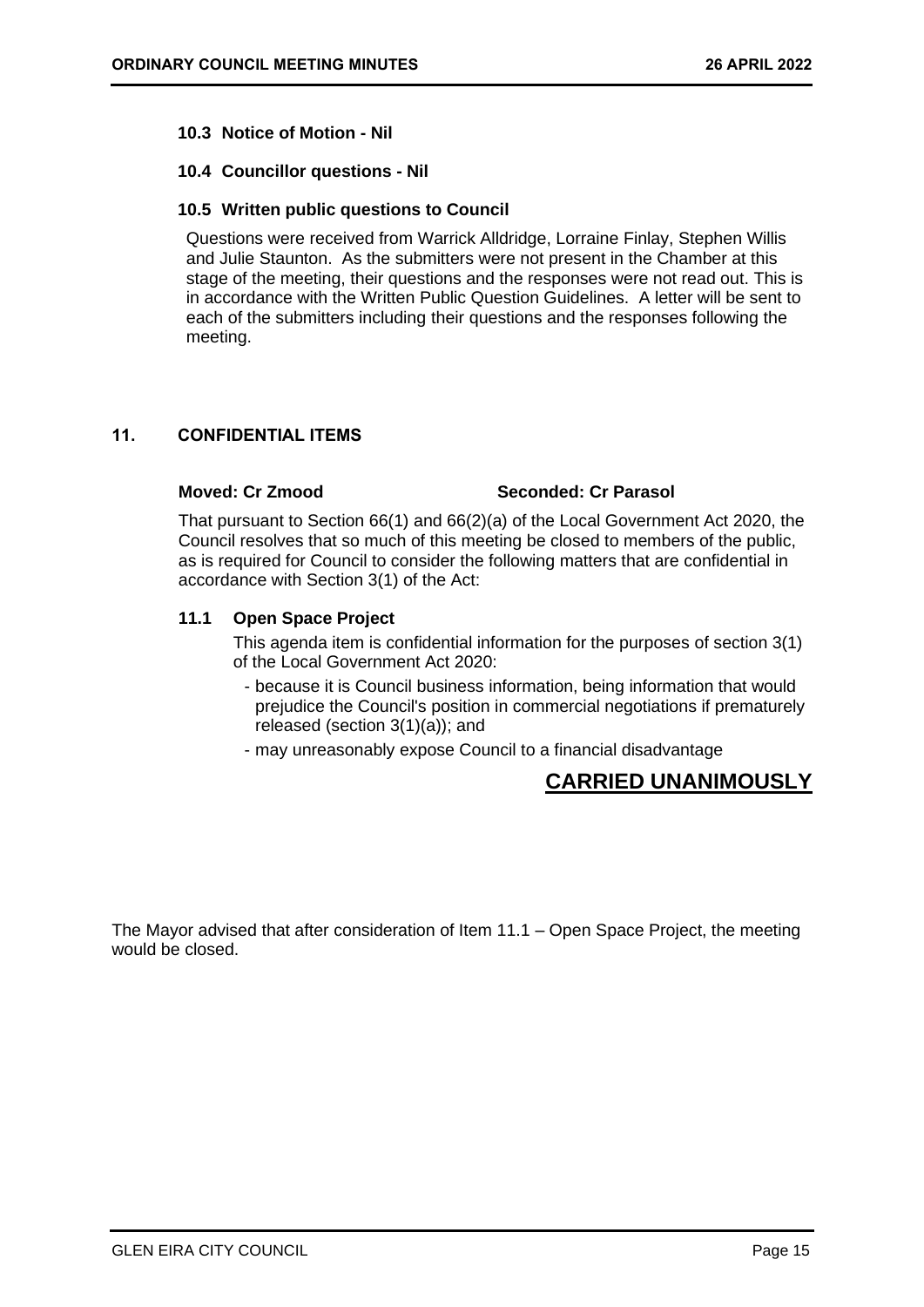### 10.3 Notice of Motion - Nil

### 10.4 Councillor questions - Nil

### 10.5 Written public questions to Council

Questions were received from Warrick Alldridge, Lorraine Finlay, Stephen Willis and Julie Staunton. As the submitters were not present in the Chamber at this stage of the meeting, their questions and the responses were not read out. This is in accordance with the Written Public Question Guidelines. A letter will be sent to each of the submitters including their questions and the responses following the meeting.

## 11. CONFIDENTIAL ITEMS

**Moved: Cr Zmood** **Seconded: Cr Parasol**

That pursuant to Section 66(1) and 66(2)(a) of the Local Government Act 2020, the Council resolves that so much of this meeting be closed to members of the public, as is required for Council to consider the following matters that are confidential in accordance with Section 3(1) of the Act:

### 11.1 Open Space Project

This agenda item is confidential information for the purposes of section 3(1) of the Local Government Act 2020:

- because it is Council business information, being information that would prejudice the Council's position in commercial negotiations if prematurely released (section 3(1)(a)); and
- may unreasonably expose Council to a financial disadvantage

**CARRIED UNANIMOUSLY**

The Mayor advised that after consideration of Item 11.1 – Open Space Project, the meeting would be closed.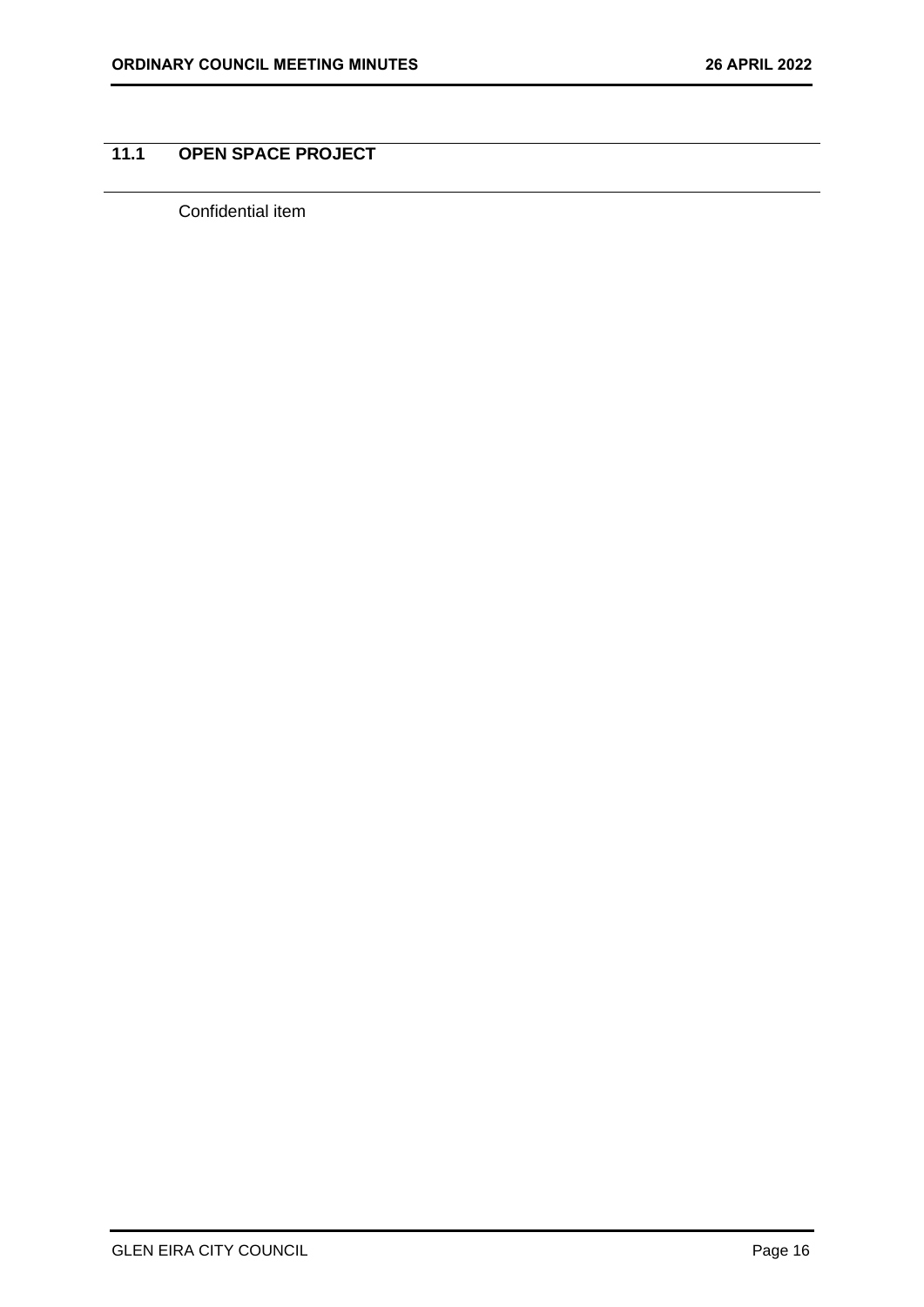## 11.1 OPEN SPACE PROJECT

Confidential item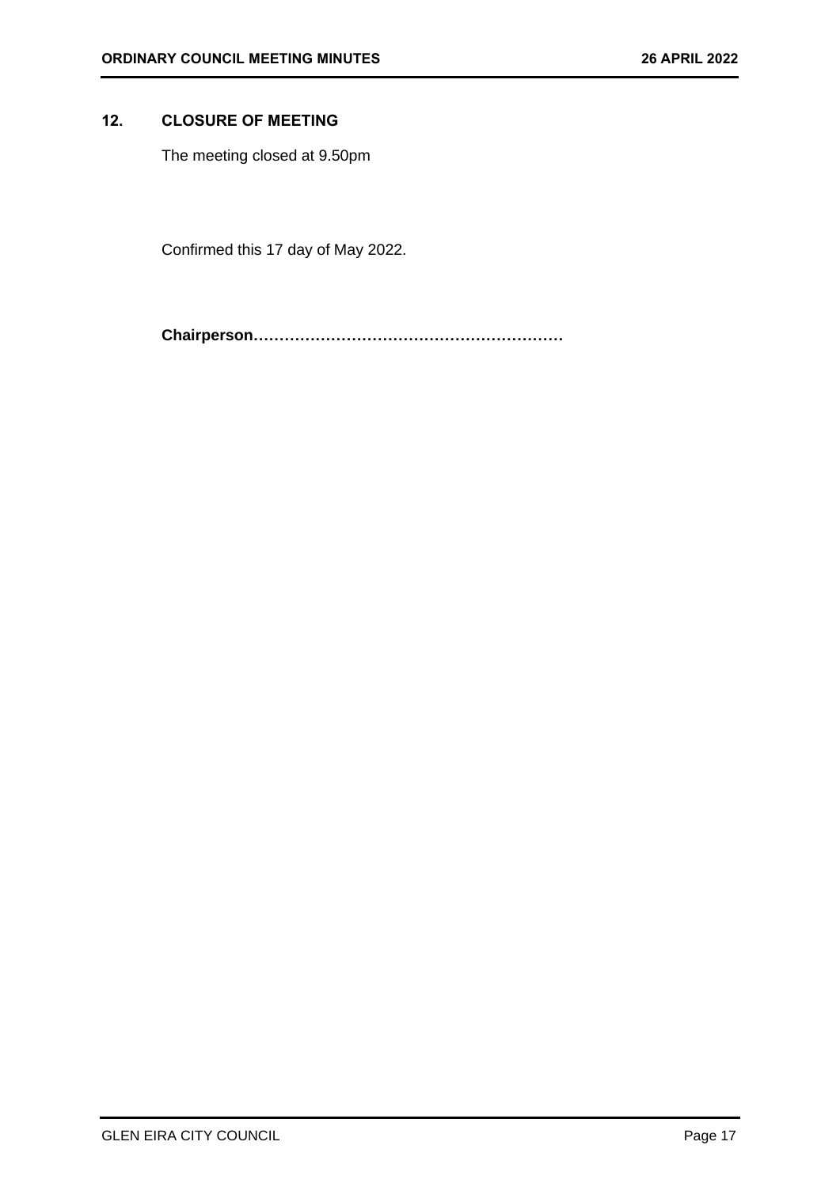## 12. CLOSURE OF MEETING

The meeting closed at 9.50pm

Confirmed this 17 day of May 2022.

**Chairperson……………………………………………………**